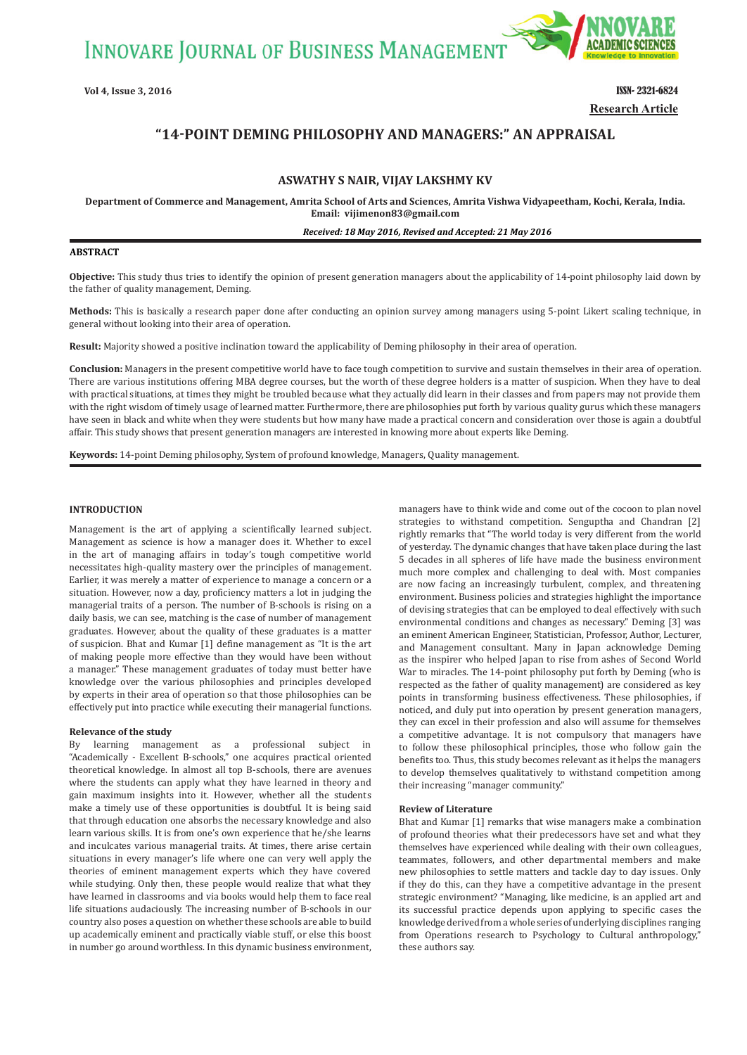Vol 4, Issue 3, 2016

ISSN- 2321-6824

Research Article

# "14-POINT DEMING PHILOSOPHY AND MANAGERS:" AN APPRAISAL

**ASWATHY S NAIR, VIJAY LAKSHMY KV**

**Department of Commerce and Management, Amrita School of Arts and Sciences, Amrita Vishwa Vidyapeetham, Kochi, Kerala, India. Email: vijimenon83@gmail.com**

***Received: 18 May 2016, Revised and Accepted: 21 May 2016***

## ABSTRACT

**Objective:** This study thus tries to identify the opinion of present generation managers about the applicability of 14-point philosophy laid down by the father of quality management, Deming.

**Methods:** This is basically a research paper done after conducting an opinion survey among managers using 5-point Likert scaling technique, in general without looking into their area of operation.

**Result:** Majority showed a positive inclination toward the applicability of Deming philosophy in their area of operation.

**Conclusion:** Managers in the present competitive world have to face tough competition to survive and sustain themselves in their area of operation. There are various institutions offering MBA degree courses, but the worth of these degree holders is a matter of suspicion. When they have to deal with practical situations, at times they might be troubled because what they actually did learn in their classes and from papers may not provide them with the right wisdom of timely usage of learned matter. Furthermore, there are philosophies put forth by various quality gurus which these managers have seen in black and white when they were students but how many have made a practical concern and consideration over those is again a doubtful affair. This study shows that present generation managers are interested in knowing more about experts like Deming.

**Keywords:** 14-point Deming philosophy, System of profound knowledge, Managers, Quality management.

## INTRODUCTION

Management is the art of applying a scientifically learned subject. Management as science is how a manager does it. Whether to excel in the art of managing affairs in today's tough competitive world necessitates high-quality mastery over the principles of management. Earlier, it was merely a matter of experience to manage a concern or a situation. However, now a day, proficiency matters a lot in judging the managerial traits of a person. The number of B-schools is rising on a daily basis, we can see, matching is the case of number of management graduates. However, about the quality of these graduates is a matter of suspicion. Bhat and Kumar [1] define management as "It is the art of making people more effective than they would have been without a manager." These management graduates of today must better have knowledge over the various philosophies and principles developed by experts in their area of operation so that those philosophies can be effectively put into practice while executing their managerial functions.

### Relevance of the study

By learning management as a professional subject in "Academically - Excellent B-schools," one acquires practical oriented theoretical knowledge. In almost all top B-schools, there are avenues where the students can apply what they have learned in theory and gain maximum insights into it. However, whether all the students make a timely use of these opportunities is doubtful. It is being said that through education one absorbs the necessary knowledge and also learn various skills. It is from one's own experience that he/she learns and inculcates various managerial traits. At times, there arise certain situations in every manager's life where one can very well apply the theories of eminent management experts which they have covered while studying. Only then, these people would realize that what they have learned in classrooms and via books would help them to face real life situations audaciously. The increasing number of B-schools in our country also poses a question on whether these schools are able to build up academically eminent and practically viable stuff, or else this boost in number go around worthless. In this dynamic business environment, managers have to think wide and come out of the cocoon to plan novel strategies to withstand competition. Sengupta and Chandran [2] rightly remarks that "The world today is very different from the world of yesterday. The dynamic changes that have taken place during the last 5 decades in all spheres of life have made the business environment much more complex and challenging to deal with. Most companies are now facing an increasingly turbulent, complex, and threatening environment. Business policies and strategies highlight the importance of devising strategies that can be employed to deal effectively with such environmental conditions and changes as necessary." Deming [3] was an eminent American Engineer, Statistician, Professor, Author, Lecturer, and Management consultant. Many in Japan acknowledge Deming as the inspirer who helped Japan to rise from ashes of Second World War to miracles. The 14-point philosophy put forth by Deming (who is respected as the father of quality management) are considered as key points in transforming business effectiveness. These philosophies, if noticed, and duly put into operation by present generation managers, they can excel in their profession and also will assume for themselves a competitive advantage. It is not compulsory that managers have to follow these philosophical principles, those who follow gain the benefits too. Thus, this study becomes relevant as it helps the managers to develop themselves qualitatively to withstand competition among their increasing "manager community."

### Review of Literature

Bhat and Kumar [1] remarks that wise managers make a combination of profound theories what their predecessors have set and what they themselves have experienced while dealing with their own colleagues, teammates, followers, and other departmental members and make new philosophies to settle matters and tackle day to day issues. Only if they do this, can they have a competitive advantage in the present strategic environment? "Managing, like medicine, is an applied art and its successful practice depends upon applying to specific cases the knowledge derived from a whole series of underlying disciplines ranging from Operations research to Psychology to Cultural anthropology," these authors say.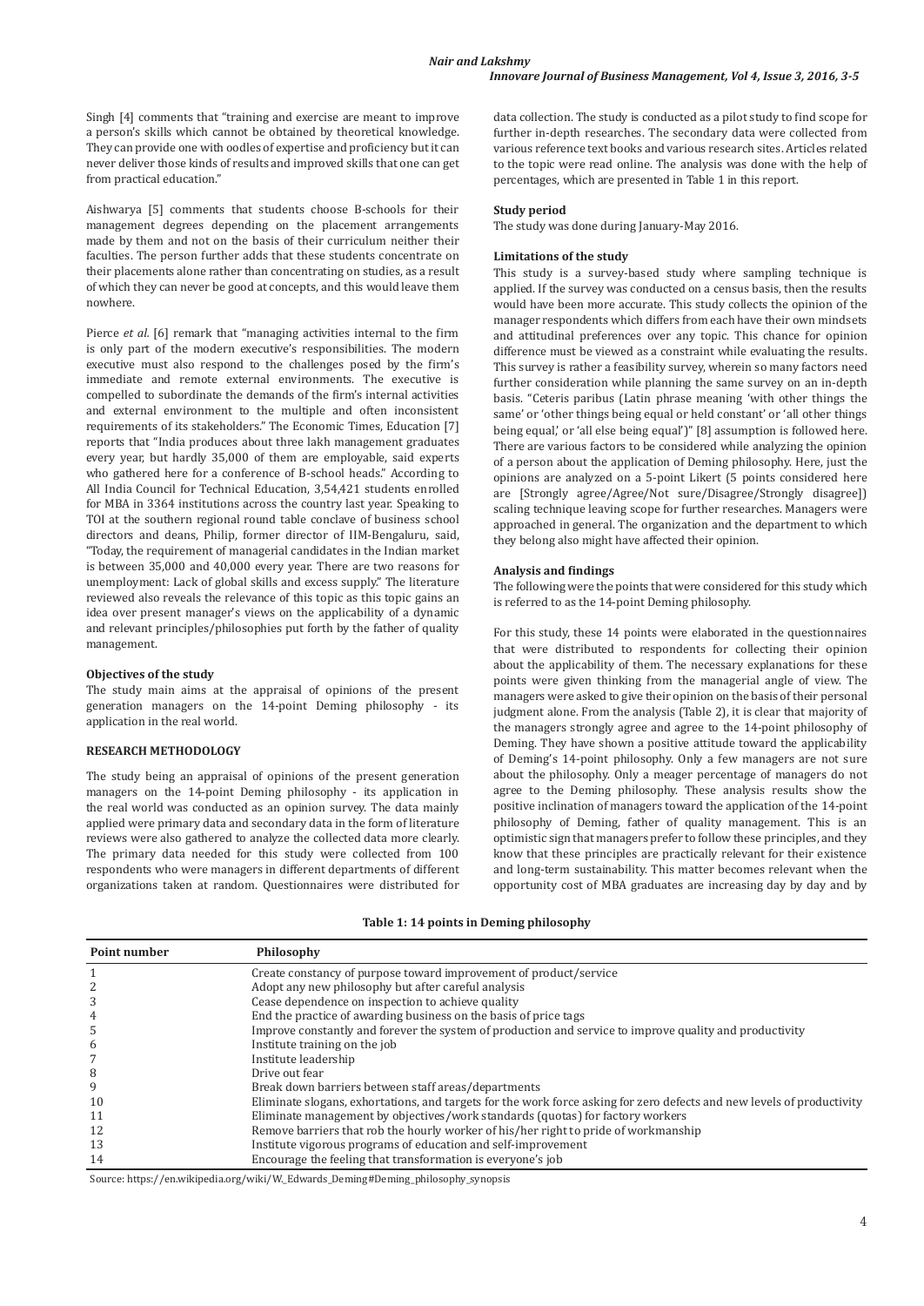Singh [4] comments that "training and exercise are meant to improve a person's skills which cannot be obtained by theoretical knowledge. They can provide one with oodles of expertise and proficiency but it can never deliver those kinds of results and improved skills that one can get from practical education."

Aishwarya [5] comments that students choose B-schools for their management degrees depending on the placement arrangements made by them and not on the basis of their curriculum neither their faculties. The person further adds that these students concentrate on their placements alone rather than concentrating on studies, as a result of which they can never be good at concepts, and this would leave them nowhere.

Pierce *et al.* [6] remark that "managing activities internal to the firm is only part of the modern executive's responsibilities. The modern executive must also respond to the challenges posed by the firm's immediate and remote external environments. The executive is compelled to subordinate the demands of the firm's internal activities and external environment to the multiple and often inconsistent requirements of its stakeholders." The Economic Times, Education [7] reports that "India produces about three lakh management graduates every year, but hardly 35,000 of them are employable, said experts who gathered here for a conference of B-school heads." According to All India Council for Technical Education, 3,54,421 students enrolled for MBA in 3364 institutions across the country last year. Speaking to TOI at the southern regional round table conclave of business school directors and deans, Philip, former director of IIM-Bengaluru, said, "Today, the requirement of managerial candidates in the Indian market is between 35,000 and 40,000 every year. There are two reasons for unemployment: Lack of global skills and excess supply." The literature reviewed also reveals the relevance of this topic as this topic gains an idea over present manager's views on the applicability of a dynamic and relevant principles/philosophies put forth by the father of quality management.

**Objectives of the study**

The study main aims at the appraisal of opinions of the present generation managers on the 14-point Deming philosophy - its application in the real world.

## RESEARCH METHODOLOGY

The study being an appraisal of opinions of the present generation managers on the 14-point Deming philosophy - its application in the real world was conducted as an opinion survey. The data mainly applied were primary data and secondary data in the form of literature reviews were also gathered to analyze the collected data more clearly. The primary data needed for this study were collected from 100 respondents who were managers in different departments of different organizations taken at random. Questionnaires were distributed for data collection. The study is conducted as a pilot study to find scope for further in-depth researches. The secondary data were collected from various reference text books and various research sites. Articles related to the topic were read online. The analysis was done with the help of percentages, which are presented in Table 1 in this report.

**Study period**

The study was done during January-May 2016.

**Limitations of the study**

This study is a survey-based study where sampling technique is applied. If the survey was conducted on a census basis, then the results would have been more accurate. This study collects the opinion of the manager respondents which differs from each have their own mindsets and attitudinal preferences over any topic. This chance for opinion difference must be viewed as a constraint while evaluating the results. This survey is rather a feasibility survey, wherein so many factors need further consideration while planning the same survey on an in-depth basis. "Ceteris paribus (Latin phrase meaning 'with other things the same' or 'other things being equal or held constant' or 'all other things being equal,' or 'all else being equal')" [8] assumption is followed here. There are various factors to be considered while analyzing the opinion of a person about the application of Deming philosophy. Here, just the opinions are analyzed on a 5-point Likert (5 points considered here are [Strongly agree/Agree/Not sure/Disagree/Strongly disagree]) scaling technique leaving scope for further researches. Managers were approached in general. The organization and the department to which they belong also might have affected their opinion.

**Analysis and findings**

The following were the points that were considered for this study which is referred to as the 14-point Deming philosophy.

For this study, these 14 points were elaborated in the questionnaires that were distributed to respondents for collecting their opinion about the applicability of them. The necessary explanations for these points were given thinking from the managerial angle of view. The managers were asked to give their opinion on the basis of their personal judgment alone. From the analysis (Table 2), it is clear that majority of the managers strongly agree and agree to the 14-point philosophy of Deming. They have shown a positive attitude toward the applicability of Deming's 14-point philosophy. Only a few managers are not sure about the philosophy. Only a meager percentage of managers do not agree to the Deming philosophy. These analysis results show the positive inclination of managers toward the application of the 14-point philosophy of Deming, father of quality management. This is an optimistic sign that managers prefer to follow these principles, and they know that these principles are practically relevant for their existence and long-term sustainability. This matter becomes relevant when the opportunity cost of MBA graduates are increasing day by day and by

**Table 1: 14 points in Deming philosophy**

| Point number | Philosophy |
|---|---|
| 1 | Create constancy of purpose toward improvement of product/service |
| 2 | Adopt any new philosophy but after careful analysis |
| 3 | Cease dependence on inspection to achieve quality |
| 4 | End the practice of awarding business on the basis of price tags |
| 5 | Improve constantly and forever the system of production and service to improve quality and productivity |
| 6 | Institute training on the job |
| 7 | Institute leadership |
| 8 | Drive out fear |
| 9 | Break down barriers between staff areas/departments |
| 10 | Eliminate slogans, exhortations, and targets for the work force asking for zero defects and new levels of productivity |
| 11 | Eliminate management by objectives/work standards (quotas) for factory workers |
| 12 | Remove barriers that rob the hourly worker of his/her right to pride of workmanship |
| 13 | Institute vigorous programs of education and self-improvement |
| 14 | Encourage the feeling that transformation is everyone's job |

Source: https://en.wikipedia.org/wiki/W._Edwards_Deming#Deming_philosophy_synopsis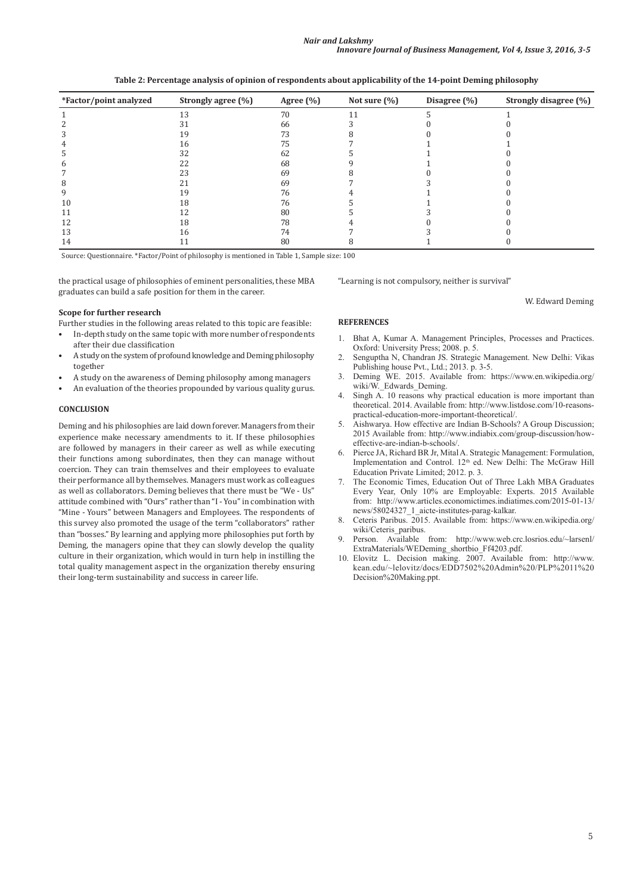**Table 2: Percentage analysis of opinion of respondents about applicability of the 14‑point Deming philosophy**

| *Factor/point analyzed | Strongly agree (%) | Agree (%) | Not sure (%) | Disagree (%) | Strongly disagree (%) |
|---|---|---|---|---|---|
| 1 | 13 | 70 | 11 | 5 | 1 |
| 2 | 31 | 66 | 3 | 0 | 0 |
| 3 | 19 | 73 | 8 | 0 | 0 |
| 4 | 16 | 75 | 7 | 1 | 1 |
| 5 | 32 | 62 | 5 | 1 | 0 |
| 6 | 22 | 68 | 9 | 1 | 0 |
| 7 | 23 | 69 | 8 | 0 | 0 |
| 8 | 21 | 69 | 7 | 3 | 0 |
| 9 | 19 | 76 | 4 | 1 | 0 |
| 10 | 18 | 76 | 5 | 1 | 0 |
| 11 | 12 | 80 | 5 | 3 | 0 |
| 12 | 18 | 78 | 4 | 0 | 0 |
| 13 | 16 | 74 | 7 | 3 | 0 |
| 14 | 11 | 80 | 8 | 1 | 0 |

Source: Questionnaire. *Factor/Point of philosophy is mentioned in Table 1, Sample size: 100

the practical usage of philosophies of eminent personalities, these MBA graduates can build a safe position for them in the career.

### Scope for further research

Further studies in the following areas related to this topic are feasible:

- In-depth study on the same topic with more number of respondents after their due classification
- A study on the system of profound knowledge and Deming philosophy together
- A study on the awareness of Deming philosophy among managers
- An evaluation of the theories propounded by various quality gurus.

## CONCLUSION

Deming and his philosophies are laid down forever. Managers from their experience make necessary amendments to it. If these philosophies are followed by managers in their career as well as while executing their functions among subordinates, then they can manage without coercion. They can train themselves and their employees to evaluate their performance all by themselves. Managers must work as colleagues as well as collaborators. Deming believes that there must be "We - Us" attitude combined with "Ours" rather than "I - You" in combination with "Mine - Yours" between Managers and Employees. The respondents of this survey also promoted the usage of the term "collaborators" rather than "bosses." By learning and applying more philosophies put forth by Deming, the managers opine that they can slowly develop the quality culture in their organization, which would in turn help in instilling the total quality management aspect in the organization thereby ensuring their long-term sustainability and success in career life.

"Learning is not compulsory, neither is survival"

W. Edward Deming

## REFERENCES

1. Bhat A, Kumar A. Management Principles, Processes and Practices. Oxford: University Press; 2008. p. 5.
2. Sengupta N, Chandran JS. Strategic Management. New Delhi: Vikas Publishing house Pvt., Ltd.; 2013. p. 3-5.
3. Deming WE. 2015. Available from: https://www.en.wikipedia.org/wiki/W._Edwards_Deming.
4. Singh A. 10 reasons why practical education is more important than theoretical. 2014. Available from: http://www.listdose.com/10-reasons-practical-education-more-important-theoretical/.
5. Aishwarya. How effective are Indian B-Schools? A Group Discussion; 2015 Available from: http://www.indiabix.com/group-discussion/how-effective-are-indian-b-schools/.
6. Pierce JA, Richard BR Jr, Mital A. Strategic Management: Formulation, Implementation and Control. 12th ed. New Delhi: The McGraw Hill Education Private Limited; 2012. p. 3.
7. The Economic Times, Education Out of Three Lakh MBA Graduates Every Year, Only 10% are Employable: Experts. 2015 Available from: http://www.articles.economictimes.indiatimes.com/2015-01-13/news/58024327_1_aicte-institutes-parag-kalkar.
8. Ceteris Paribus. 2015. Available from: https://www.en.wikipedia.org/wiki/Ceteris_paribus.
9. Person. Available from: http://www.web.crc.losrios.edu/~larsenl/ExtraMaterials/WEDeming_shortbio_Ff4203.pdf.
10. Elovitz L. Decision making. 2007. Available from: http://www.kean.edu/~lelovitz/docs/EDD7502%20Admin%20/PLP%2011%20Decision%20Making.ppt.